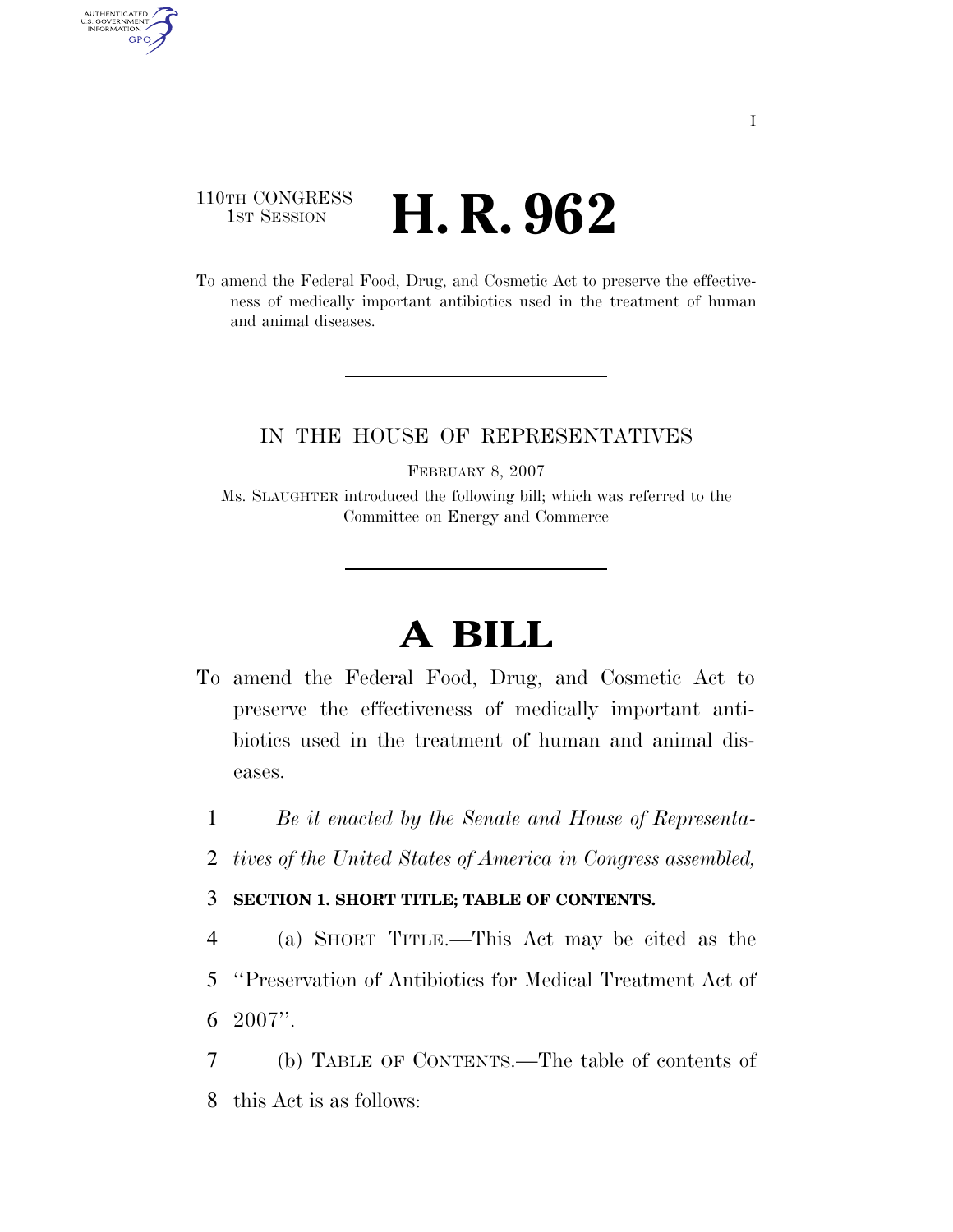110TH CONGRESS
1ST SESSION

# H. R. 962

To amend the Federal Food, Drug, and Cosmetic Act to preserve the effectiveness of medically important antibiotics used in the treatment of human and animal diseases.

---

IN THE HOUSE OF REPRESENTATIVES

FEBRUARY 8, 2007

Ms. SLAUGHTER introduced the following bill; which was referred to the Committee on Energy and Commerce

---

# A BILL

To amend the Federal Food, Drug, and Cosmetic Act to preserve the effectiveness of medically important antibiotics used in the treatment of human and animal diseases.

1 *Be it enacted by the Senate and House of Representa-*
2 *tives of the United States of America in Congress assembled,*

3 **SECTION 1. SHORT TITLE; TABLE OF CONTENTS.**

4 (a) SHORT TITLE.—This Act may be cited as the
5 ''Preservation of Antibiotics for Medical Treatment Act of
6 2007''.

7 (b) TABLE OF CONTENTS.—The table of contents of
8 this Act is as follows: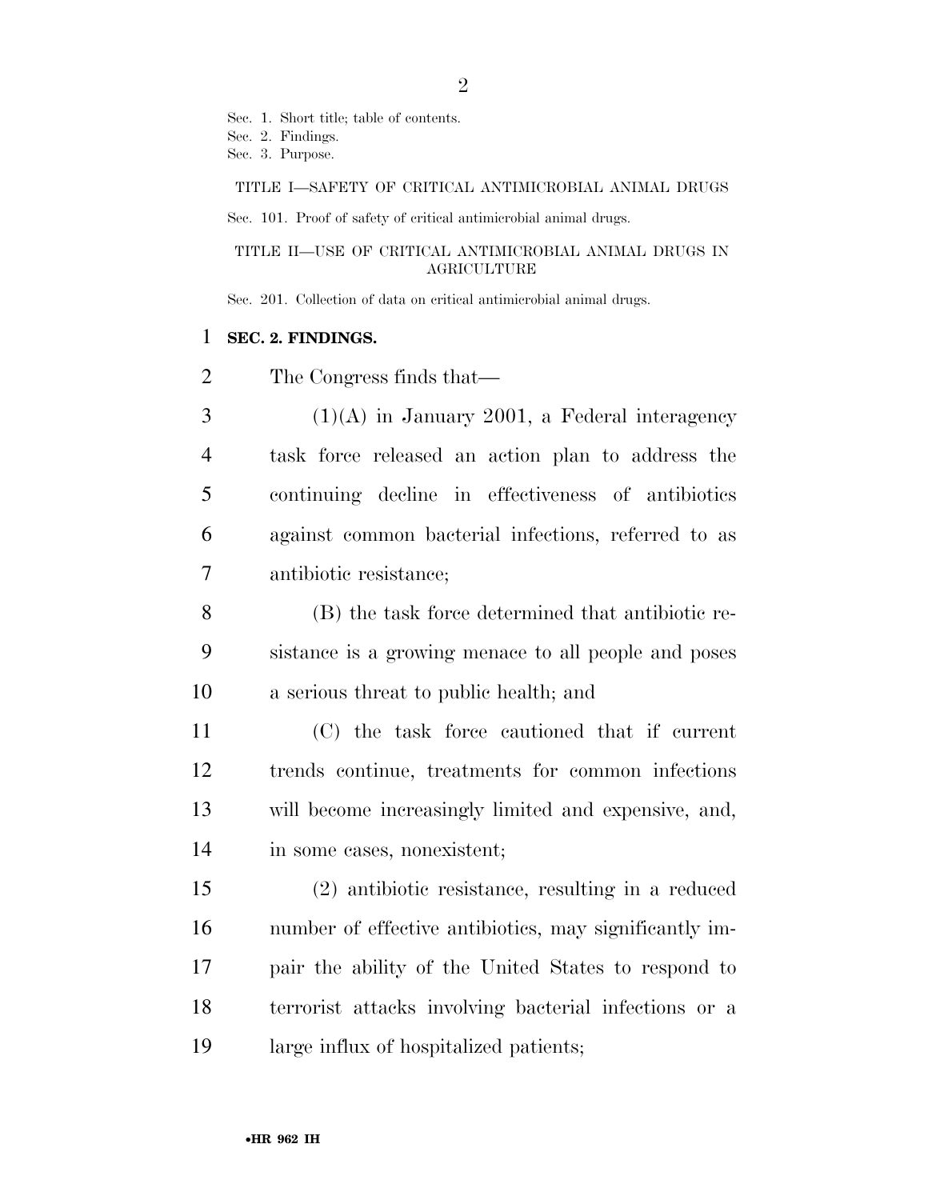Sec. 1. Short title; table of contents.
Sec. 2. Findings.
Sec. 3. Purpose.

TITLE I—SAFETY OF CRITICAL ANTIMICROBIAL ANIMAL DRUGS

Sec. 101. Proof of safety of critical antimicrobial animal drugs.

TITLE II—USE OF CRITICAL ANTIMICROBIAL ANIMAL DRUGS IN AGRICULTURE

Sec. 201. Collection of data on critical antimicrobial animal drugs.

**SEC. 2. FINDINGS.**

The Congress finds that—

(1)(A) in January 2001, a Federal interagency task force released an action plan to address the continuing decline in effectiveness of antibiotics against common bacterial infections, referred to as antibiotic resistance;

(B) the task force determined that antibiotic resistance is a growing menace to all people and poses a serious threat to public health; and

(C) the task force cautioned that if current trends continue, treatments for common infections will become increasingly limited and expensive, and, in some cases, nonexistent;

(2) antibiotic resistance, resulting in a reduced number of effective antibiotics, may significantly impair the ability of the United States to respond to terrorist attacks involving bacterial infections or a large influx of hospitalized patients;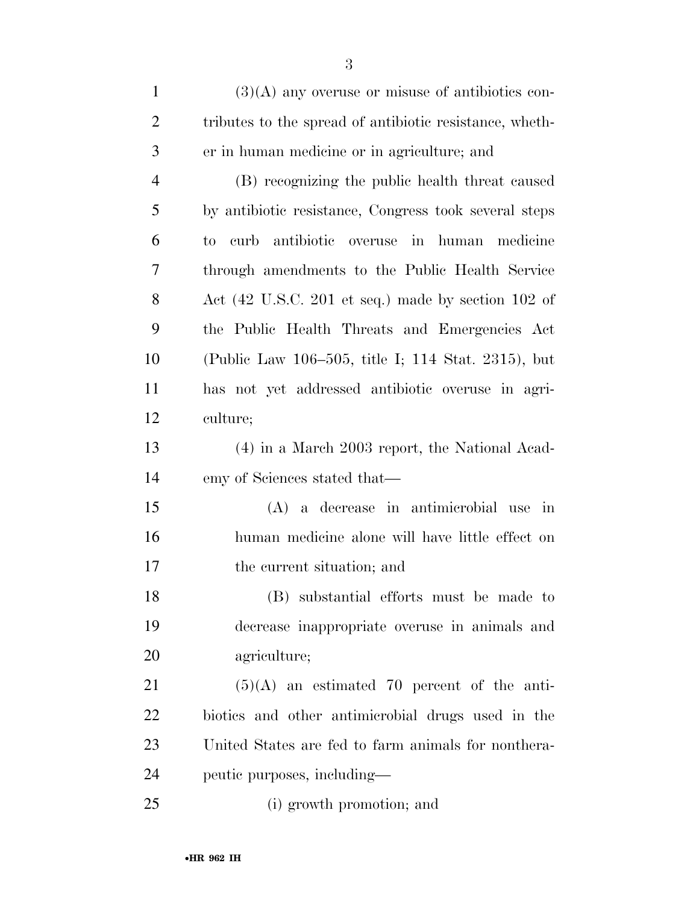(3)(A) any overuse or misuse of antibiotics contributes to the spread of antibiotic resistance, whether in human medicine or in agriculture; and

(B) recognizing the public health threat caused by antibiotic resistance, Congress took several steps to curb antibiotic overuse in human medicine through amendments to the Public Health Service Act (42 U.S.C. 201 et seq.) made by section 102 of the Public Health Threats and Emergencies Act (Public Law 106–505, title I; 114 Stat. 2315), but has not yet addressed antibiotic overuse in agriculture;

(4) in a March 2003 report, the National Academy of Sciences stated that—

(A) a decrease in antimicrobial use in human medicine alone will have little effect on the current situation; and

(B) substantial efforts must be made to decrease inappropriate overuse in animals and agriculture;

(5)(A) an estimated 70 percent of the antibiotics and other antimicrobial drugs used in the United States are fed to farm animals for nontherapeutic purposes, including—

(i) growth promotion; and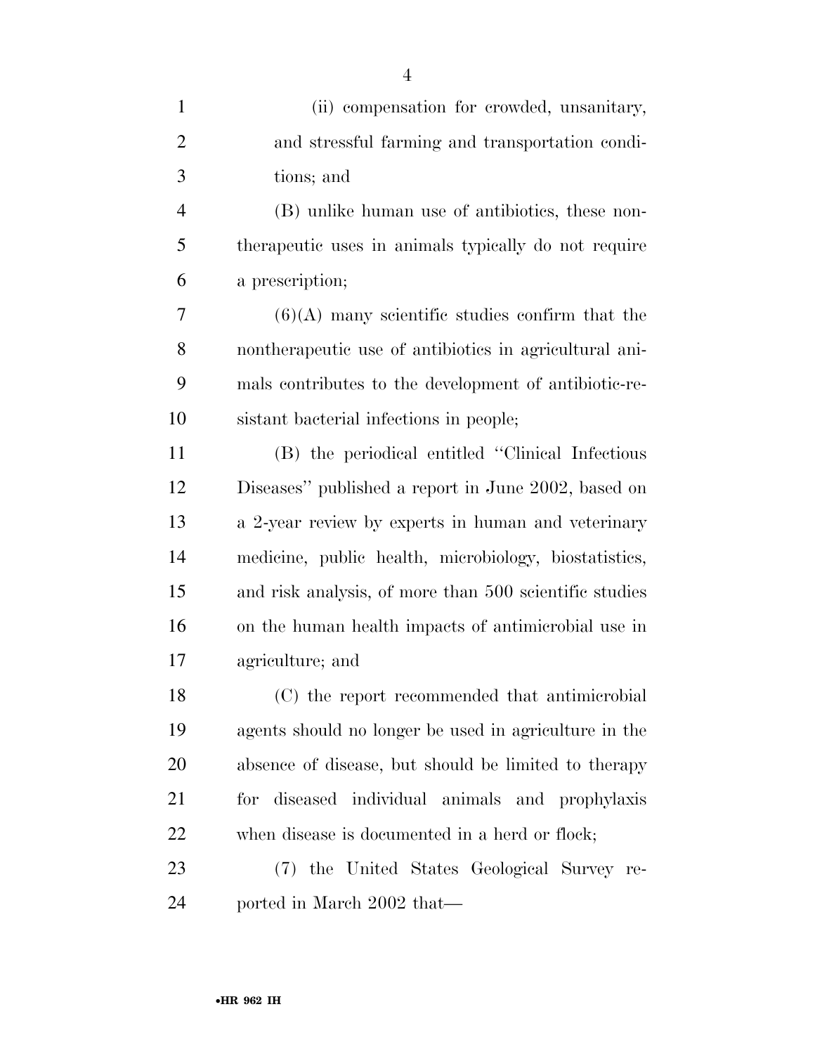(ii) compensation for crowded, unsanitary, and stressful farming and transportation conditions; and

(B) unlike human use of antibiotics, these nontherapeutic uses in animals typically do not require a prescription;

(6)(A) many scientific studies confirm that the nontherapeutic use of antibiotics in agricultural animals contributes to the development of antibiotic-resistant bacterial infections in people;

(B) the periodical entitled ''Clinical Infectious Diseases'' published a report in June 2002, based on a 2-year review by experts in human and veterinary medicine, public health, microbiology, biostatistics, and risk analysis, of more than 500 scientific studies on the human health impacts of antimicrobial use in agriculture; and

(C) the report recommended that antimicrobial agents should no longer be used in agriculture in the absence of disease, but should be limited to therapy for diseased individual animals and prophylaxis when disease is documented in a herd or flock;

(7) the United States Geological Survey reported in March 2002 that—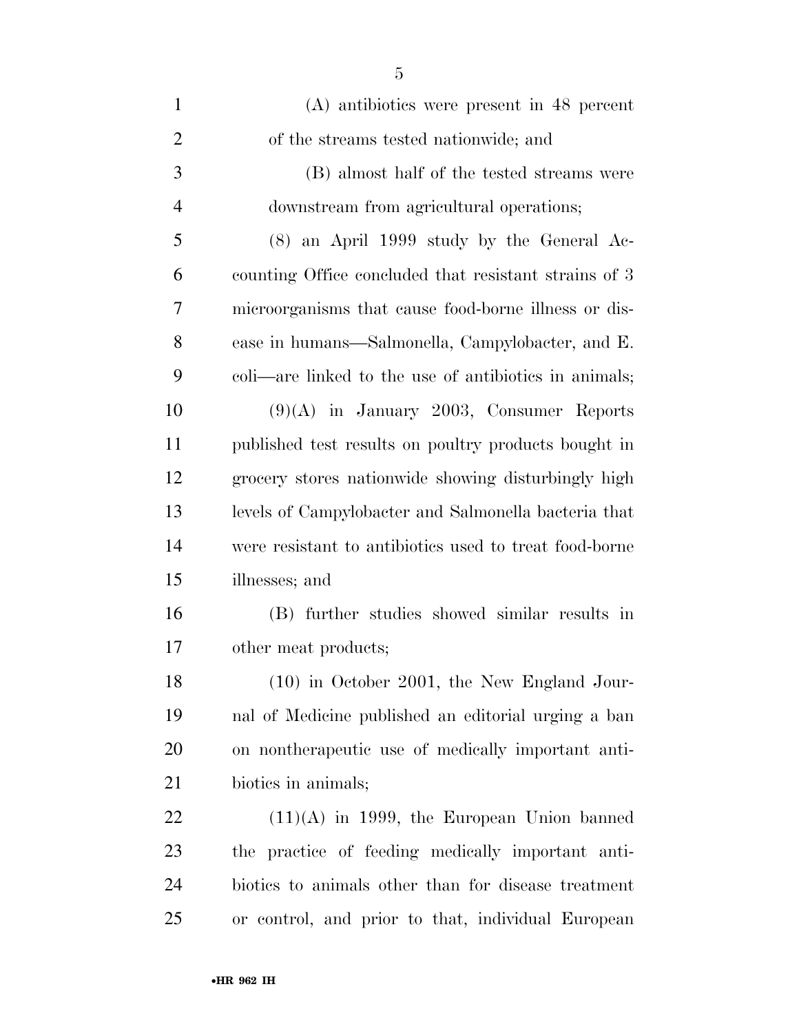(A) antibiotics were present in 48 percent of the streams tested nationwide; and

(B) almost half of the tested streams were downstream from agricultural operations;

(8) an April 1999 study by the General Accounting Office concluded that resistant strains of 3 microorganisms that cause food-borne illness or disease in humans—Salmonella, Campylobacter, and E. coli—are linked to the use of antibiotics in animals;

(9)(A) in January 2003, Consumer Reports published test results on poultry products bought in grocery stores nationwide showing disturbingly high levels of Campylobacter and Salmonella bacteria that were resistant to antibiotics used to treat food-borne illnesses; and

(B) further studies showed similar results in other meat products;

(10) in October 2001, the New England Journal of Medicine published an editorial urging a ban on nontherapeutic use of medically important antibiotics in animals;

(11)(A) in 1999, the European Union banned the practice of feeding medically important antibiotics to animals other than for disease treatment or control, and prior to that, individual European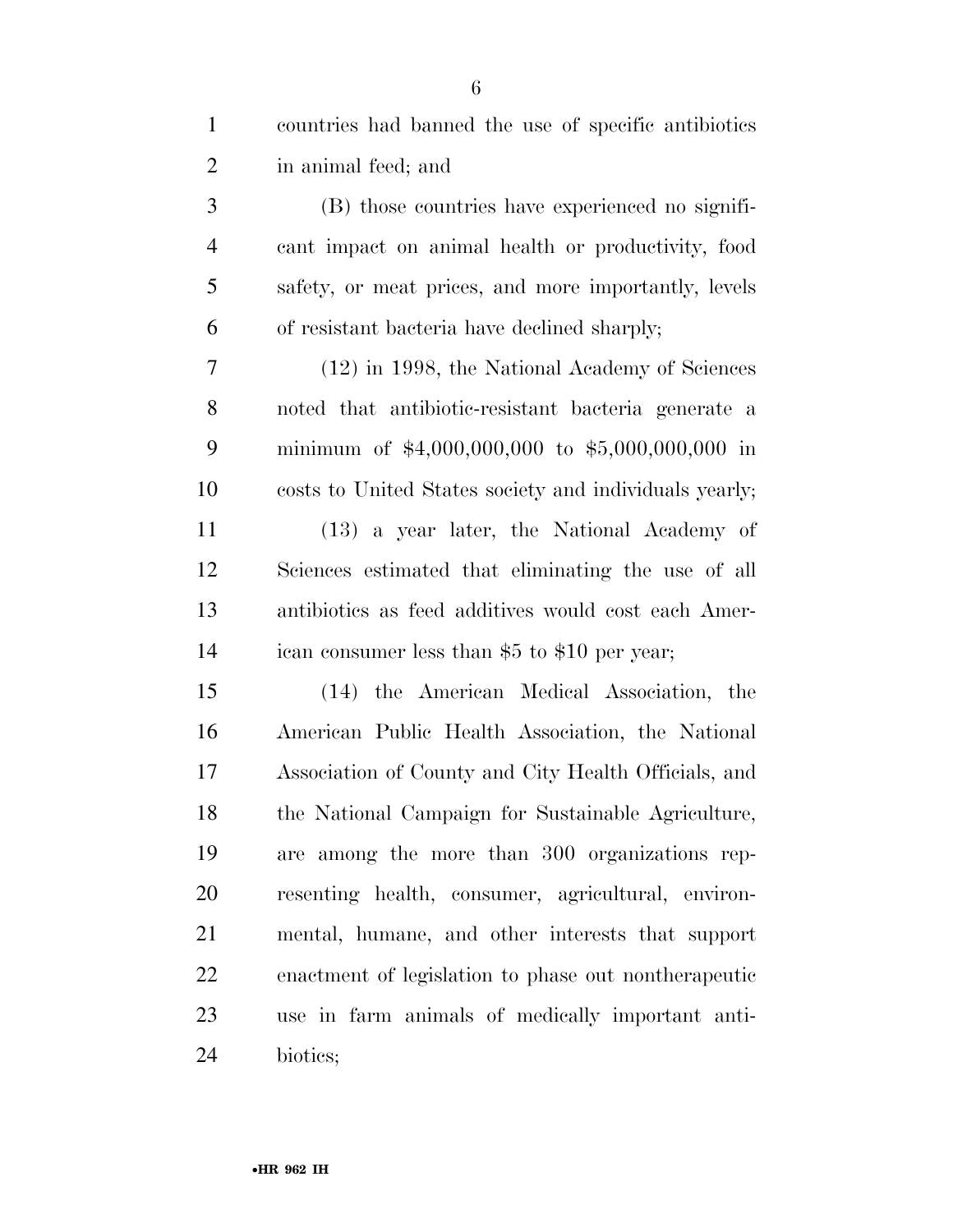countries had banned the use of specific antibiotics in animal feed; and

(B) those countries have experienced no significant impact on animal health or productivity, food safety, or meat prices, and more importantly, levels of resistant bacteria have declined sharply;

(12) in 1998, the National Academy of Sciences noted that antibiotic-resistant bacteria generate a minimum of $4,000,000,000 to $5,000,000,000 in costs to United States society and individuals yearly;

(13) a year later, the National Academy of Sciences estimated that eliminating the use of all antibiotics as feed additives would cost each American consumer less than $5 to $10 per year;

(14) the American Medical Association, the American Public Health Association, the National Association of County and City Health Officials, and the National Campaign for Sustainable Agriculture, are among the more than 300 organizations representing health, consumer, agricultural, environmental, humane, and other interests that support enactment of legislation to phase out nontherapeutic use in farm animals of medically important antibiotics;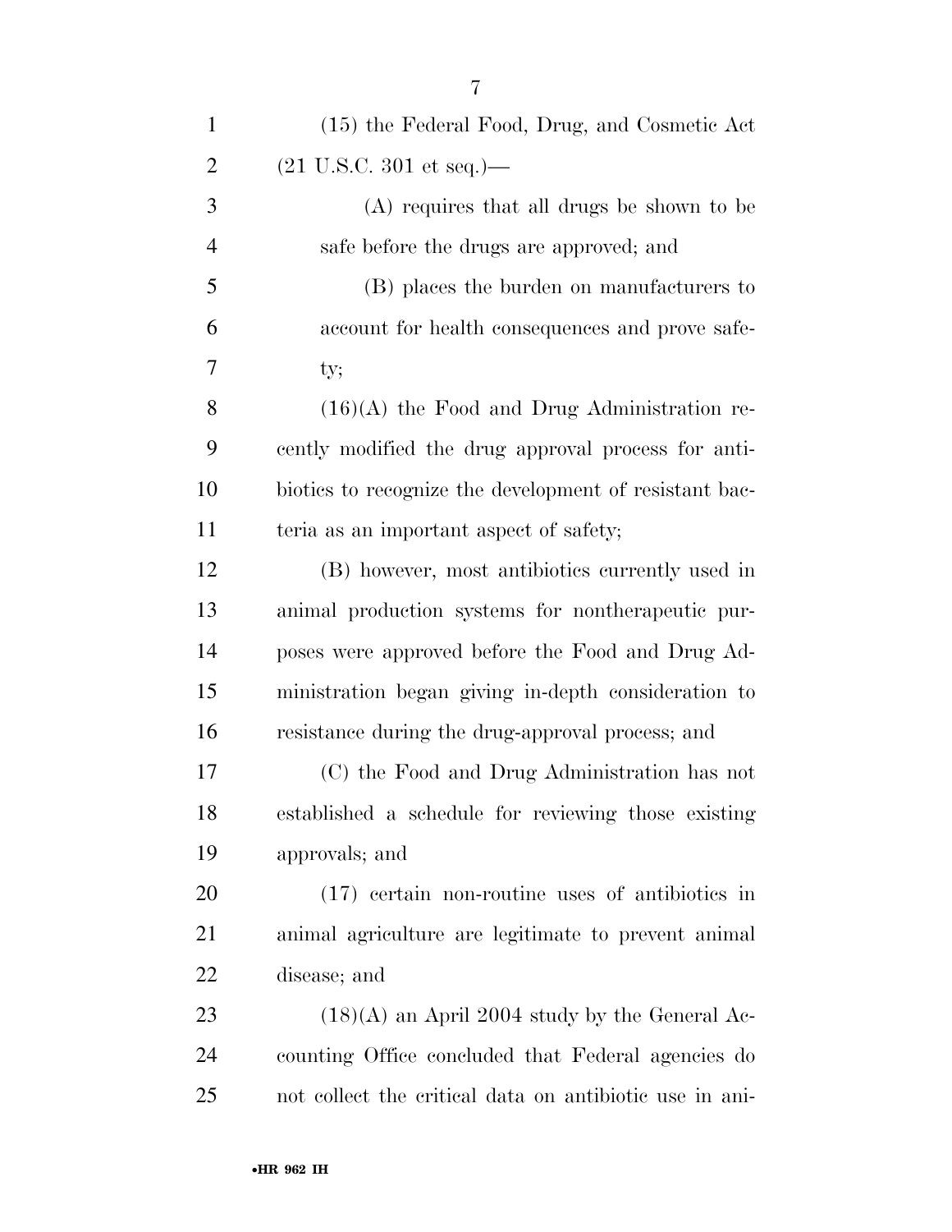(15) the Federal Food, Drug, and Cosmetic Act (21 U.S.C. 301 et seq.)—

(A) requires that all drugs be shown to be safe before the drugs are approved; and

(B) places the burden on manufacturers to account for health consequences and prove safety;

(16)(A) the Food and Drug Administration recently modified the drug approval process for antibiotics to recognize the development of resistant bacteria as an important aspect of safety;

(B) however, most antibiotics currently used in animal production systems for nontherapeutic purposes were approved before the Food and Drug Administration began giving in-depth consideration to resistance during the drug-approval process; and

(C) the Food and Drug Administration has not established a schedule for reviewing those existing approvals; and

(17) certain non-routine uses of antibiotics in animal agriculture are legitimate to prevent animal disease; and

(18)(A) an April 2004 study by the General Accounting Office concluded that Federal agencies do not collect the critical data on antibiotic use in ani-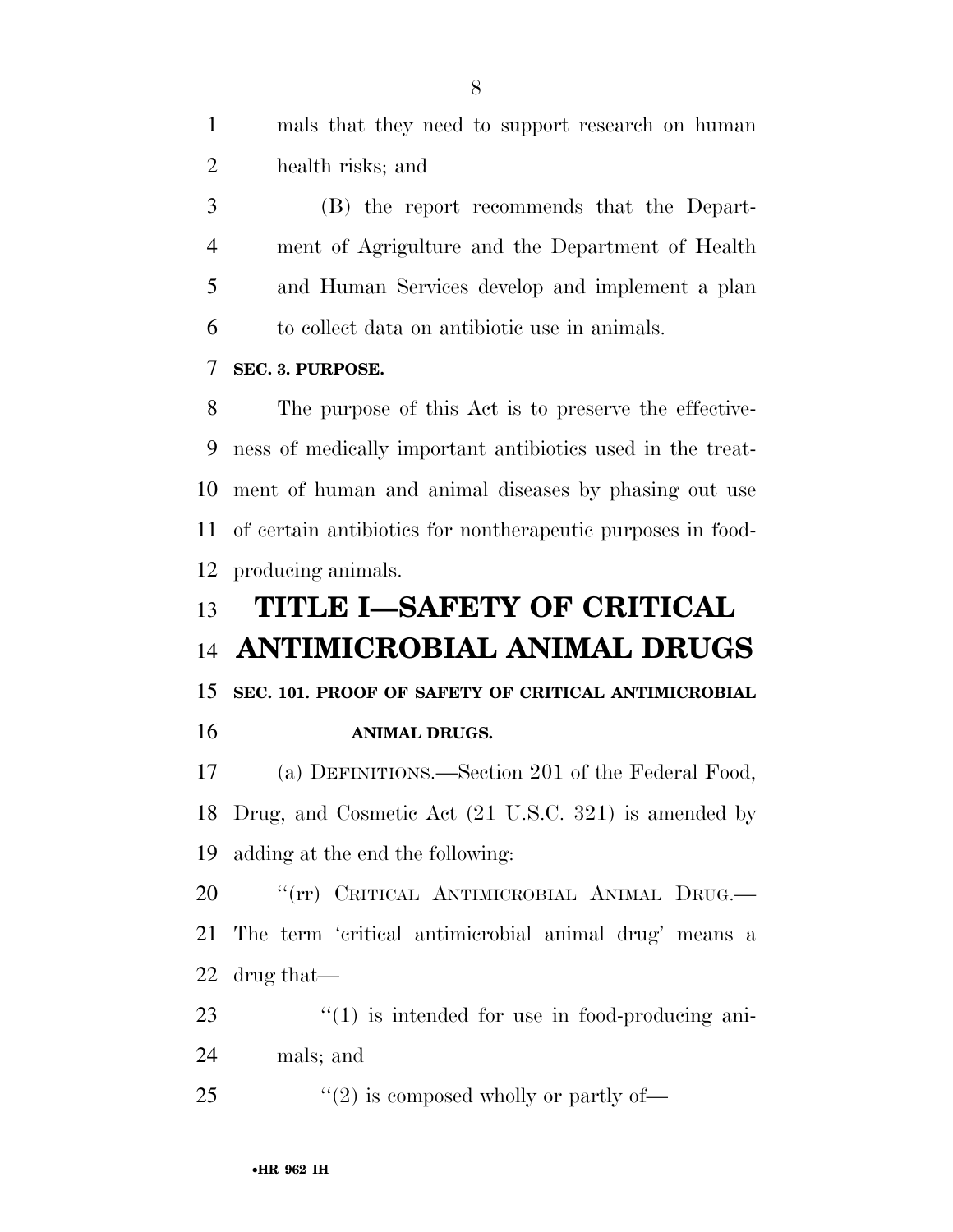mals that they need to support research on human health risks; and

(B) the report recommends that the Department of Agrigulture and the Department of Health and Human Services develop and implement a plan to collect data on antibiotic use in animals.

**SEC. 3. PURPOSE.**

The purpose of this Act is to preserve the effectiveness of medically important antibiotics used in the treatment of human and animal diseases by phasing out use of certain antibiotics for nontherapeutic purposes in food-producing animals.

# TITLE I—SAFETY OF CRITICAL ANTIMICROBIAL ANIMAL DRUGS

**SEC. 101. PROOF OF SAFETY OF CRITICAL ANTIMICROBIAL ANIMAL DRUGS.**

(a) DEFINITIONS.—Section 201 of the Federal Food, Drug, and Cosmetic Act (21 U.S.C. 321) is amended by adding at the end the following:

''(rr) CRITICAL ANTIMICROBIAL ANIMAL DRUG.—The term 'critical antimicrobial animal drug' means a drug that—

''(1) is intended for use in food-producing animals; and

''(2) is composed wholly or partly of—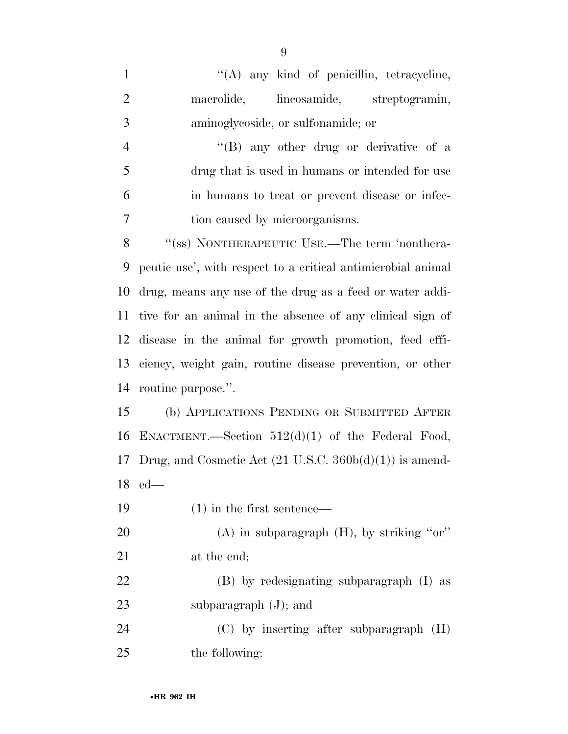''(A) any kind of penicillin, tetracycline, macrolide, lincosamide, streptogramin, aminoglycoside, or sulfonamide; or

''(B) any other drug or derivative of a drug that is used in humans or intended for use in humans to treat or prevent disease or infection caused by microorganisms.

''(ss) NONTHERAPEUTIC USE.—The term 'nontherapeutic use', with respect to a critical antimicrobial animal drug, means any use of the drug as a feed or water additive for an animal in the absence of any clinical sign of disease in the animal for growth promotion, feed efficiency, weight gain, routine disease prevention, or other routine purpose.''.

(b) APPLICATIONS PENDING OR SUBMITTED AFTER ENACTMENT.—Section 512(d)(1) of the Federal Food, Drug, and Cosmetic Act (21 U.S.C. 360b(d)(1)) is amended—

(1) in the first sentence—

(A) in subparagraph (H), by striking ''or'' at the end;

(B) by redesignating subparagraph (I) as subparagraph (J); and

(C) by inserting after subparagraph (H) the following: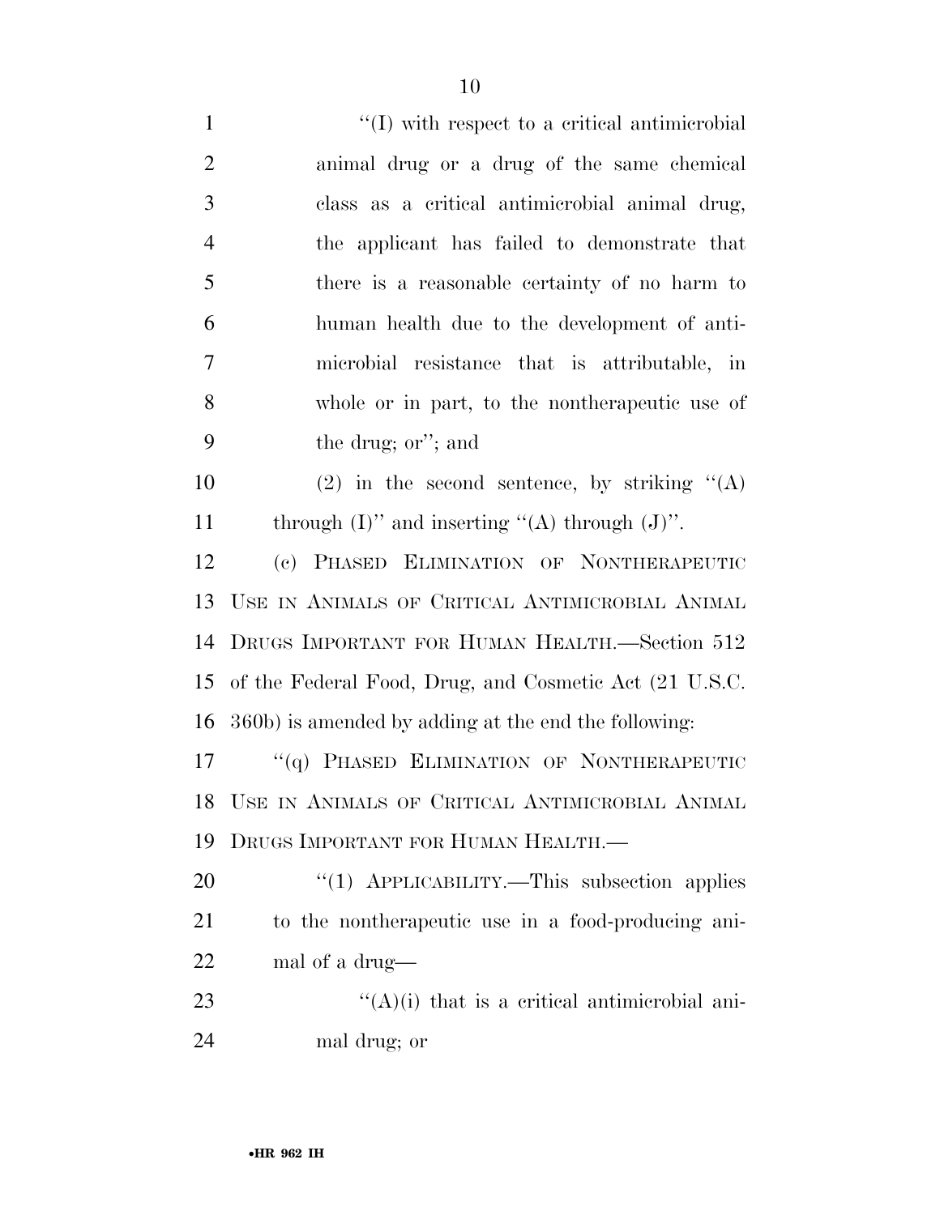"(I) with respect to a critical antimicrobial animal drug or a drug of the same chemical class as a critical antimicrobial animal drug, the applicant has failed to demonstrate that there is a reasonable certainty of no harm to human health due to the development of antimicrobial resistance that is attributable, in whole or in part, to the nontherapeutic use of the drug; or"; and

(2) in the second sentence, by striking "(A) through (I)" and inserting "(A) through (J)".

(c) PHASED ELIMINATION OF NONTHERAPEUTIC USE IN ANIMALS OF CRITICAL ANTIMICROBIAL ANIMAL DRUGS IMPORTANT FOR HUMAN HEALTH.—Section 512 of the Federal Food, Drug, and Cosmetic Act (21 U.S.C. 360b) is amended by adding at the end the following:

"(q) PHASED ELIMINATION OF NONTHERAPEUTIC USE IN ANIMALS OF CRITICAL ANTIMICROBIAL ANIMAL DRUGS IMPORTANT FOR HUMAN HEALTH.—

"(1) APPLICABILITY.—This subsection applies to the nontherapeutic use in a food-producing animal of a drug—

"(A)(i) that is a critical antimicrobial animal drug; or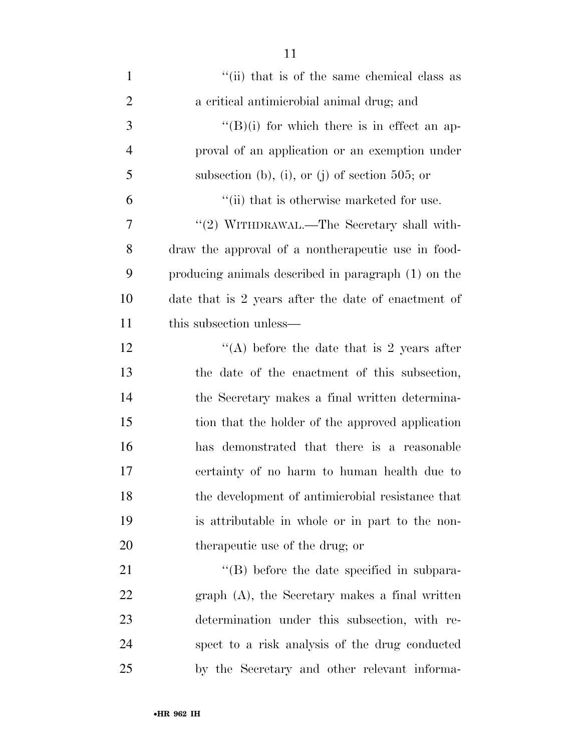"(ii) that is of the same chemical class as a critical antimicrobial animal drug; and

"(B)(i) for which there is in effect an approval of an application or an exemption under subsection (b), (i), or (j) of section 505; or

"(ii) that is otherwise marketed for use.

"(2) WITHDRAWAL.—The Secretary shall withdraw the approval of a nontherapeutic use in food-producing animals described in paragraph (1) on the date that is 2 years after the date of enactment of this subsection unless—

"(A) before the date that is 2 years after the date of the enactment of this subsection, the Secretary makes a final written determination that the holder of the approved application has demonstrated that there is a reasonable certainty of no harm to human health due to the development of antimicrobial resistance that is attributable in whole or in part to the nontherapeutic use of the drug; or

"(B) before the date specified in subparagraph (A), the Secretary makes a final written determination under this subsection, with respect to a risk analysis of the drug conducted by the Secretary and other relevant informa-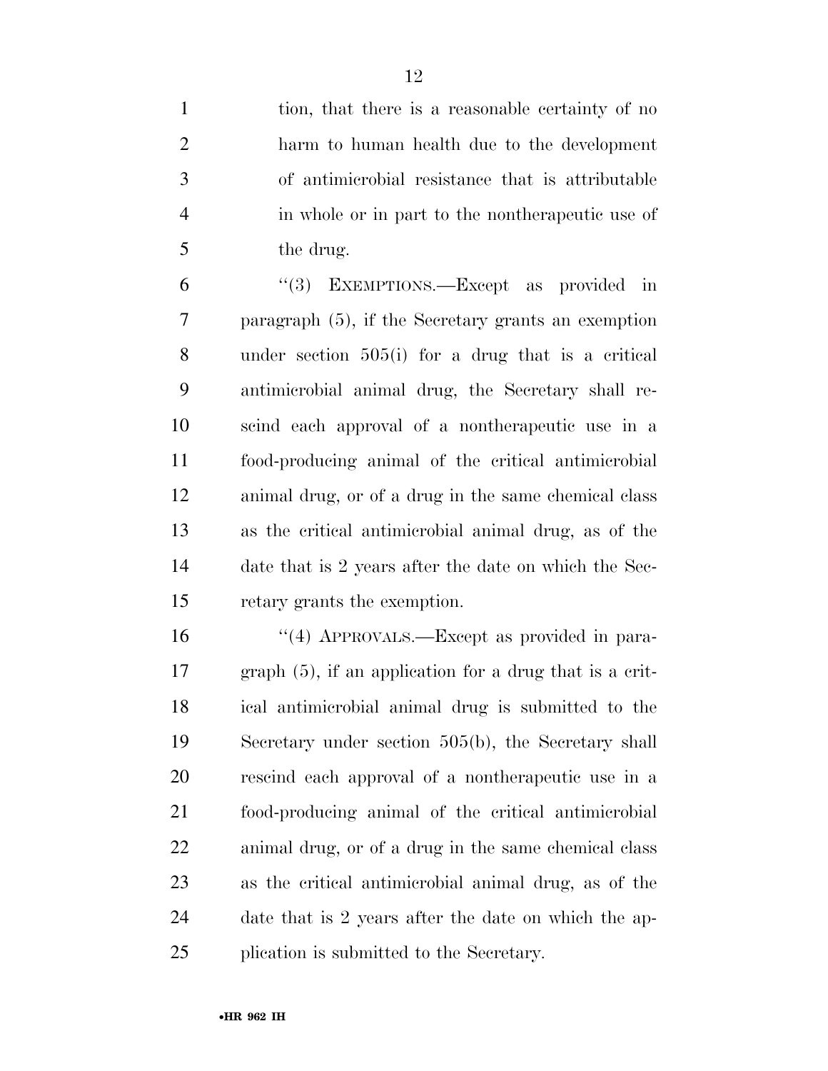tion, that there is a reasonable certainty of no harm to human health due to the development of antimicrobial resistance that is attributable in whole or in part to the nontherapeutic use of the drug.

''(3) EXEMPTIONS.—Except as provided in paragraph (5), if the Secretary grants an exemption under section 505(i) for a drug that is a critical antimicrobial animal drug, the Secretary shall rescind each approval of a nontherapeutic use in a food-producing animal of the critical antimicrobial animal drug, or of a drug in the same chemical class as the critical antimicrobial animal drug, as of the date that is 2 years after the date on which the Secretary grants the exemption.

''(4) APPROVALS.—Except as provided in paragraph (5), if an application for a drug that is a critical antimicrobial animal drug is submitted to the Secretary under section 505(b), the Secretary shall rescind each approval of a nontherapeutic use in a food-producing animal of the critical antimicrobial animal drug, or of a drug in the same chemical class as the critical antimicrobial animal drug, as of the date that is 2 years after the date on which the application is submitted to the Secretary.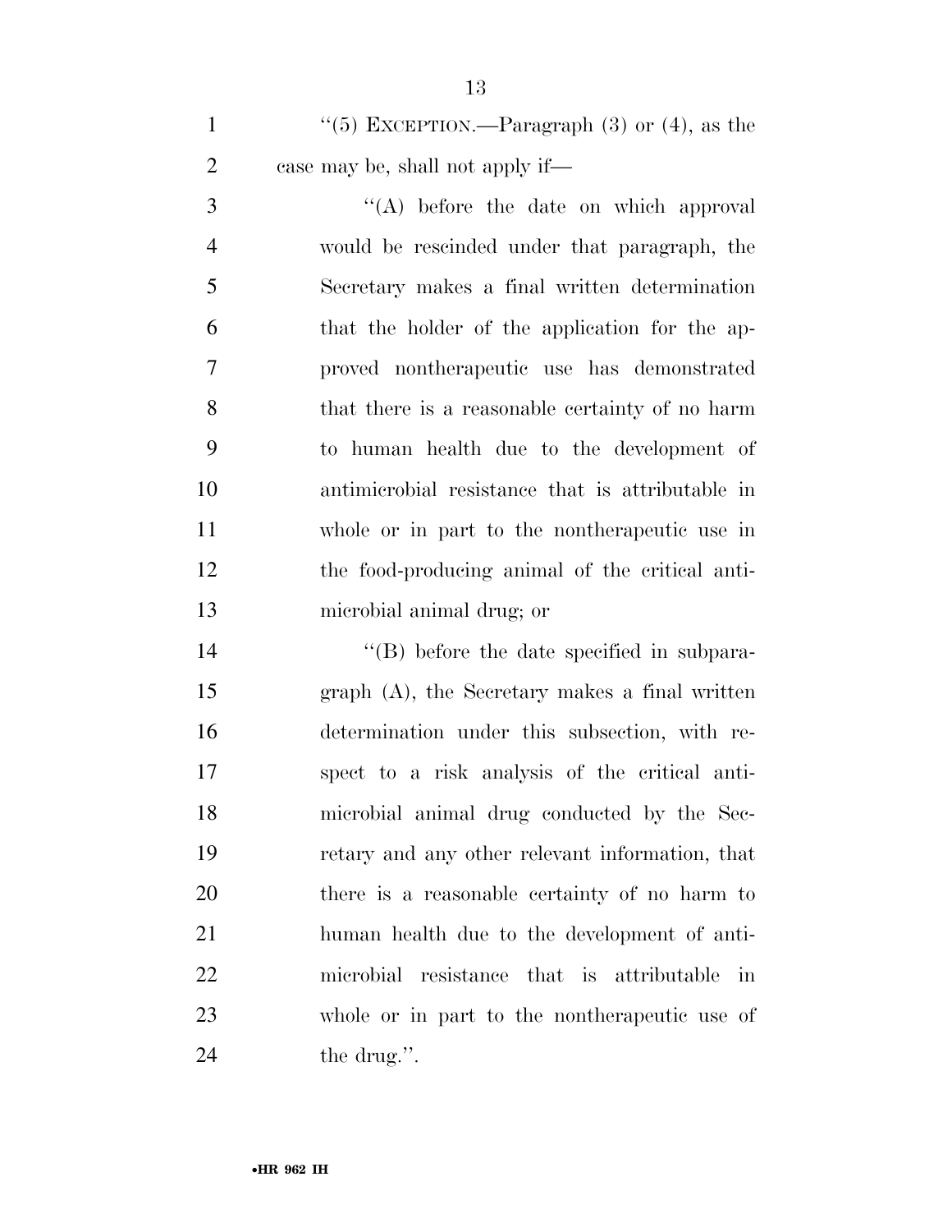''(5) EXCEPTION.—Paragraph (3) or (4), as the case may be, shall not apply if—

''(A) before the date on which approval would be rescinded under that paragraph, the Secretary makes a final written determination that the holder of the application for the approved nontherapeutic use has demonstrated that there is a reasonable certainty of no harm to human health due to the development of antimicrobial resistance that is attributable in whole or in part to the nontherapeutic use in the food-producing animal of the critical antimicrobial animal drug; or

''(B) before the date specified in subparagraph (A), the Secretary makes a final written determination under this subsection, with respect to a risk analysis of the critical antimicrobial animal drug conducted by the Secretary and any other relevant information, that there is a reasonable certainty of no harm to human health due to the development of antimicrobial resistance that is attributable in whole or in part to the nontherapeutic use of the drug.''.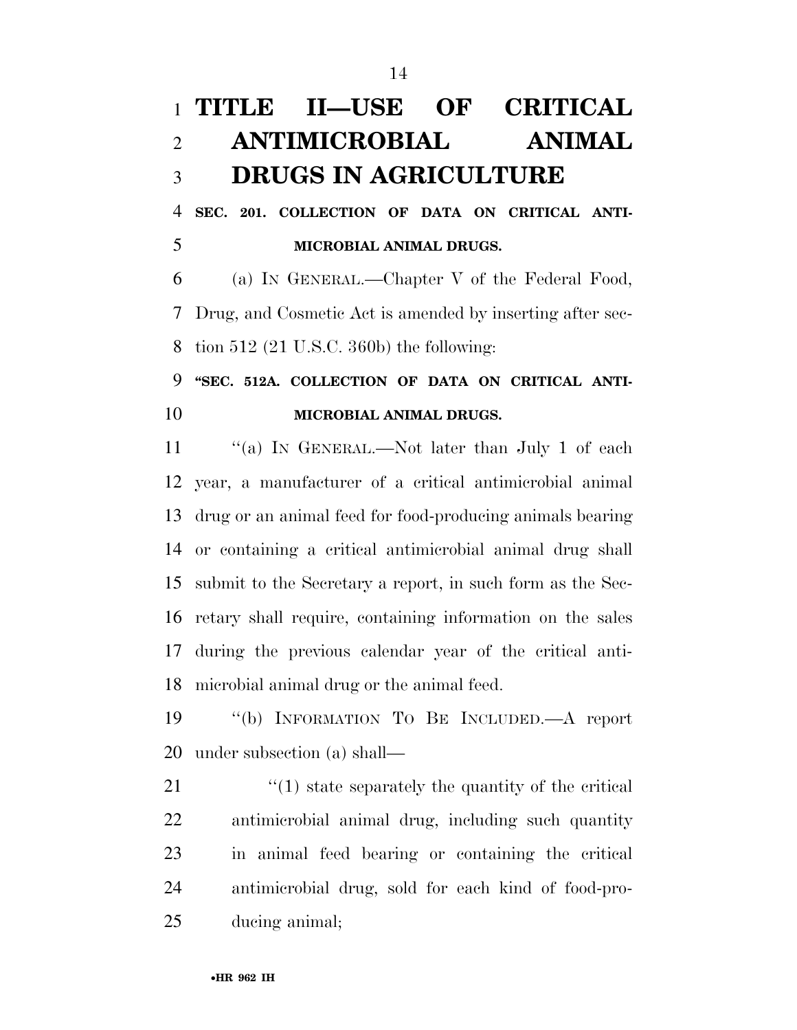# TITLE II—USE OF CRITICAL ANTIMICROBIAL ANIMAL DRUGS IN AGRICULTURE

## SEC. 201. COLLECTION OF DATA ON CRITICAL ANTIMICROBIAL ANIMAL DRUGS.

(a) IN GENERAL.—Chapter V of the Federal Food, Drug, and Cosmetic Act is amended by inserting after section 512 (21 U.S.C. 360b) the following:

**"SEC. 512A. COLLECTION OF DATA ON CRITICAL ANTIMICROBIAL ANIMAL DRUGS.**

"(a) IN GENERAL.—Not later than July 1 of each year, a manufacturer of a critical antimicrobial animal drug or an animal feed for food-producing animals bearing or containing a critical antimicrobial animal drug shall submit to the Secretary a report, in such form as the Secretary shall require, containing information on the sales during the previous calendar year of the critical antimicrobial animal drug or the animal feed.

"(b) INFORMATION TO BE INCLUDED.—A report under subsection (a) shall—

"(1) state separately the quantity of the critical antimicrobial animal drug, including such quantity in animal feed bearing or containing the critical antimicrobial drug, sold for each kind of food-producing animal;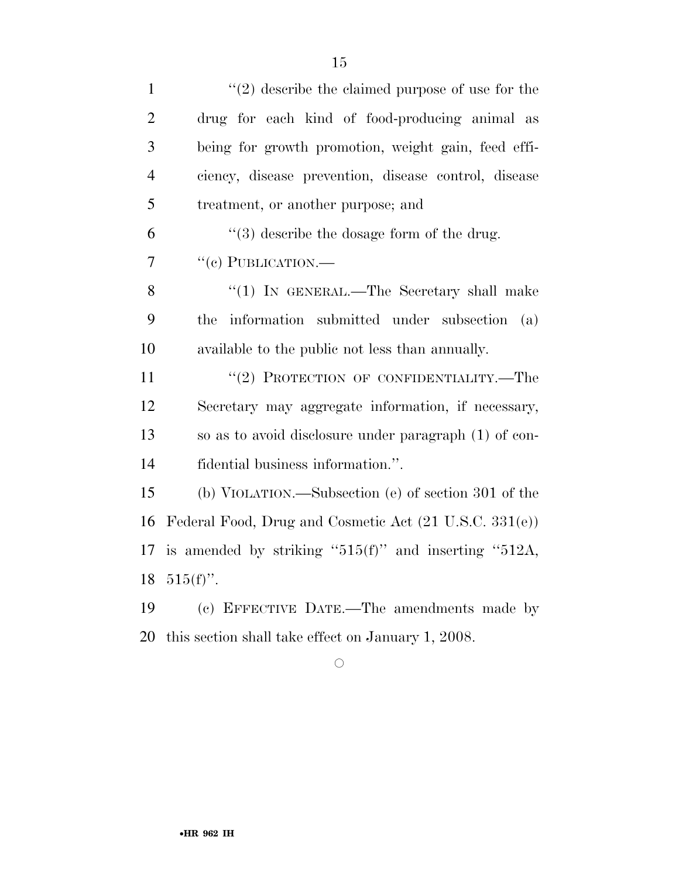"(2) describe the claimed purpose of use for the drug for each kind of food-producing animal as being for growth promotion, weight gain, feed efficiency, disease prevention, disease control, disease treatment, or another purpose; and

"(3) describe the dosage form of the drug.

"(c) PUBLICATION.—

"(1) IN GENERAL.—The Secretary shall make the information submitted under subsection (a) available to the public not less than annually.

"(2) PROTECTION OF CONFIDENTIALITY.—The Secretary may aggregate information, if necessary, so as to avoid disclosure under paragraph (1) of confidential business information.".

(b) VIOLATION.—Subsection (e) of section 301 of the Federal Food, Drug and Cosmetic Act (21 U.S.C. 331(e)) is amended by striking "515(f)" and inserting "512A, 515(f)".

(c) EFFECTIVE DATE.—The amendments made by this section shall take effect on January 1, 2008.

○